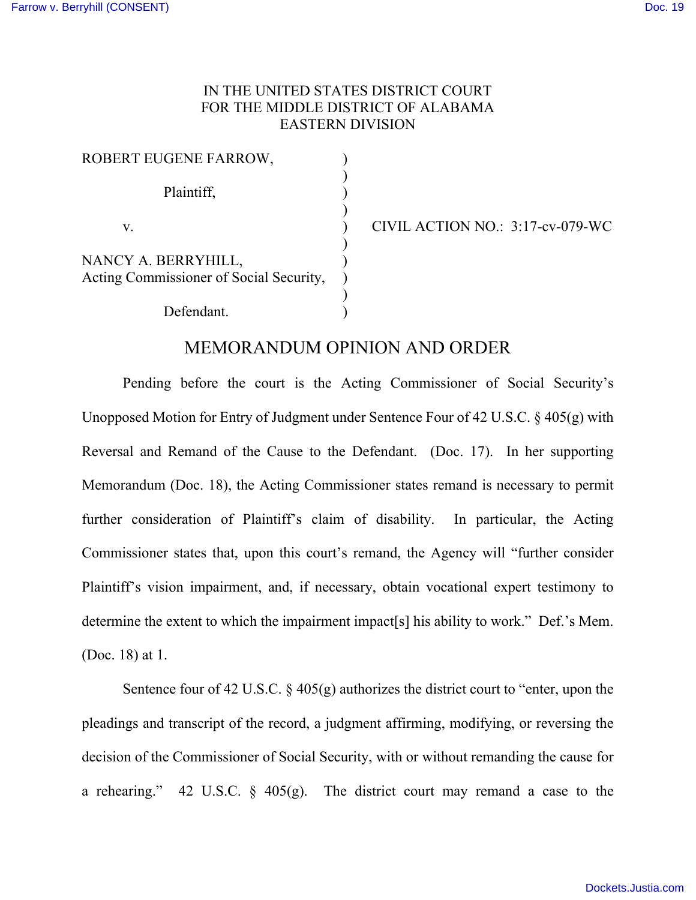IN THE UNITED STATES DISTRICT COURT
FOR THE MIDDLE DISTRICT OF ALABAMA
EASTERN DIVISION

ROBERT EUGENE FARROW,
Plaintiff,

v.

NANCY A. BERRYHILL,
Acting Commissioner of Social Security,
Defendant.

CIVIL ACTION NO.: 3:17-cv-079-WC

# MEMORANDUM OPINION AND ORDER

Pending before the court is the Acting Commissioner of Social Security's Unopposed Motion for Entry of Judgment under Sentence Four of 42 U.S.C. § 405(g) with Reversal and Remand of the Cause to the Defendant. (Doc. 17). In her supporting Memorandum (Doc. 18), the Acting Commissioner states remand is necessary to permit further consideration of Plaintiff's claim of disability. In particular, the Acting Commissioner states that, upon this court's remand, the Agency will "further consider Plaintiff's vision impairment, and, if necessary, obtain vocational expert testimony to determine the extent to which the impairment impact[s] his ability to work." Def.'s Mem. (Doc. 18) at 1.

Sentence four of 42 U.S.C. § 405(g) authorizes the district court to "enter, upon the pleadings and transcript of the record, a judgment affirming, modifying, or reversing the decision of the Commissioner of Social Security, with or without remanding the cause for a rehearing." 42 U.S.C. § 405(g). The district court may remand a case to the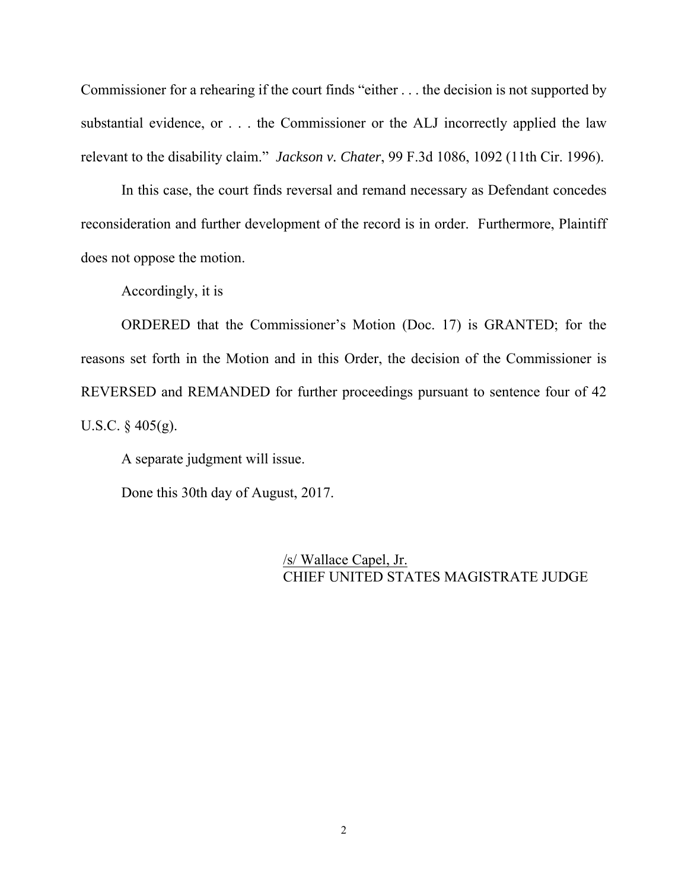Commissioner for a rehearing if the court finds "either . . . the decision is not supported by substantial evidence, or . . . the Commissioner or the ALJ incorrectly applied the law relevant to the disability claim." *Jackson v. Chater*, 99 F.3d 1086, 1092 (11th Cir. 1996).

In this case, the court finds reversal and remand necessary as Defendant concedes reconsideration and further development of the record is in order. Furthermore, Plaintiff does not oppose the motion.

Accordingly, it is

ORDERED that the Commissioner's Motion (Doc. 17) is GRANTED; for the reasons set forth in the Motion and in this Order, the decision of the Commissioner is REVERSED and REMANDED for further proceedings pursuant to sentence four of 42 U.S.C. § 405(g).

A separate judgment will issue.

Done this 30th day of August, 2017.

/s/ Wallace Capel, Jr.
CHIEF UNITED STATES MAGISTRATE JUDGE